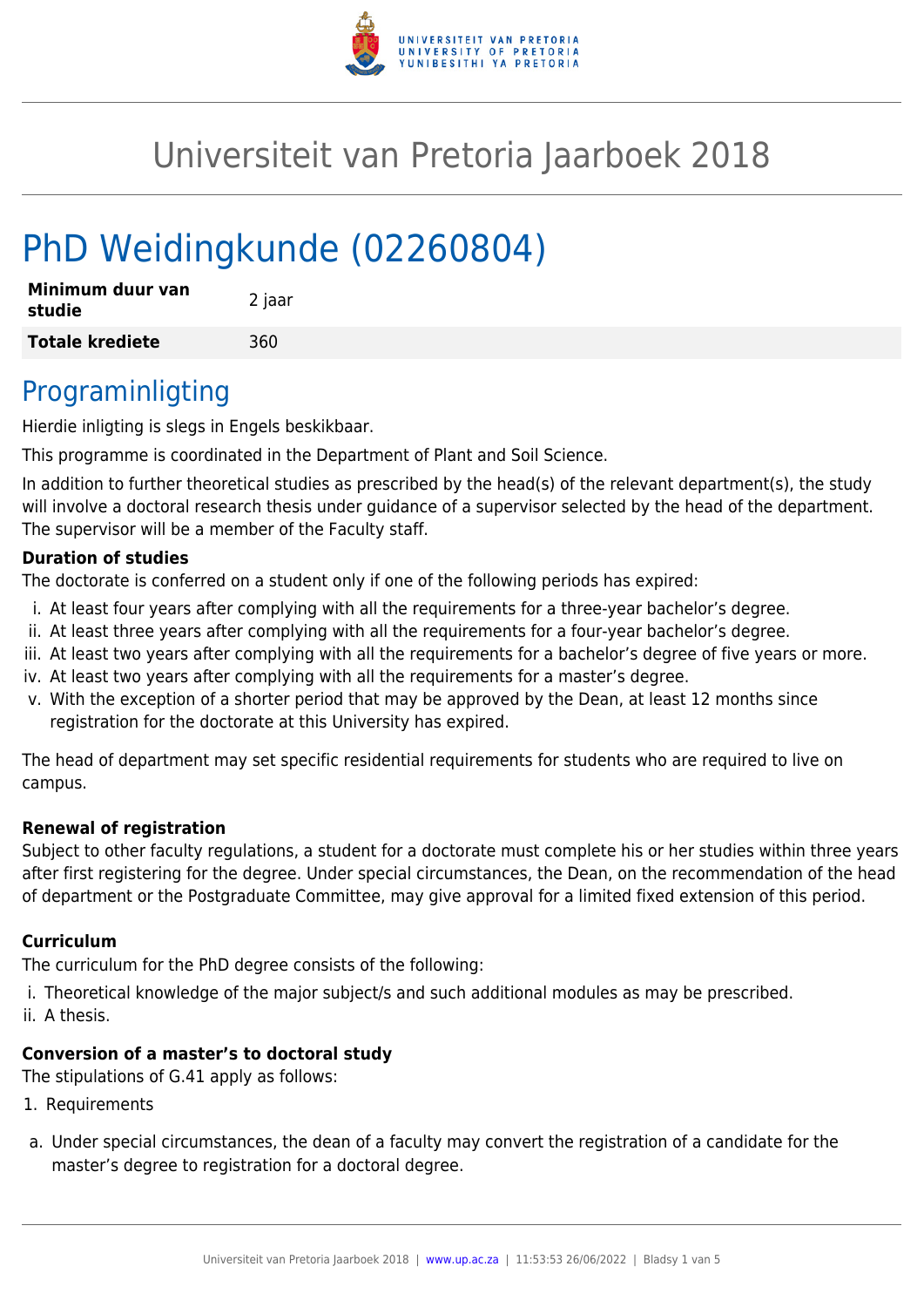# Universiteit van Pretoria Jaarboek 2018

## PhD Weidingkunde (02260804)

| **Minimum duur van studie** | 2 jaar |
|---|---|
| **Totale krediete** | 360 |

## Programinligting

Hierdie inligting is slegs in Engels beskikbaar.

This programme is coordinated in the Department of Plant and Soil Science.

In addition to further theoretical studies as prescribed by the head(s) of the relevant department(s), the study will involve a doctoral research thesis under guidance of a supervisor selected by the head of the department. The supervisor will be a member of the Faculty staff.

**Duration of studies**

The doctorate is conferred on a student only if one of the following periods has expired:

i. At least four years after complying with all the requirements for a three-year bachelor's degree.
ii. At least three years after complying with all the requirements for a four-year bachelor's degree.
iii. At least two years after complying with all the requirements for a bachelor's degree of five years or more.
iv. At least two years after complying with all the requirements for a master's degree.
v. With the exception of a shorter period that may be approved by the Dean, at least 12 months since registration for the doctorate at this University has expired.

The head of department may set specific residential requirements for students who are required to live on campus.

**Renewal of registration**

Subject to other faculty regulations, a student for a doctorate must complete his or her studies within three years after first registering for the degree. Under special circumstances, the Dean, on the recommendation of the head of department or the Postgraduate Committee, may give approval for a limited fixed extension of this period.

**Curriculum**

The curriculum for the PhD degree consists of the following:

i. Theoretical knowledge of the major subject/s and such additional modules as may be prescribed.
ii. A thesis.

**Conversion of a master's to doctoral study**

The stipulations of G.41 apply as follows:

1. Requirements

a. Under special circumstances, the dean of a faculty may convert the registration of a candidate for the master's degree to registration for a doctoral degree.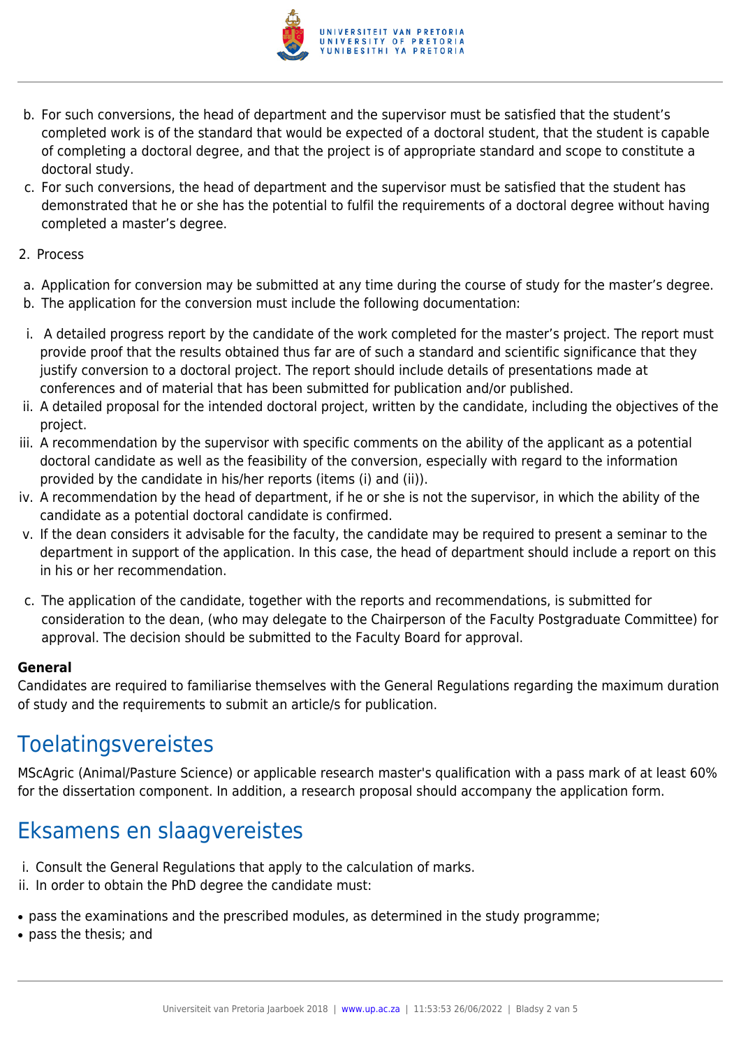b. For such conversions, the head of department and the supervisor must be satisfied that the student's completed work is of the standard that would be expected of a doctoral student, that the student is capable of completing a doctoral degree, and that the project is of appropriate standard and scope to constitute a doctoral study.

c. For such conversions, the head of department and the supervisor must be satisfied that the student has demonstrated that he or she has the potential to fulfil the requirements of a doctoral degree without having completed a master's degree.

2. Process

a. Application for conversion may be submitted at any time during the course of study for the master's degree.

b. The application for the conversion must include the following documentation:

i. A detailed progress report by the candidate of the work completed for the master's project. The report must provide proof that the results obtained thus far are of such a standard and scientific significance that they justify conversion to a doctoral project. The report should include details of presentations made at conferences and of material that has been submitted for publication and/or published.

ii. A detailed proposal for the intended doctoral project, written by the candidate, including the objectives of the project.

iii. A recommendation by the supervisor with specific comments on the ability of the applicant as a potential doctoral candidate as well as the feasibility of the conversion, especially with regard to the information provided by the candidate in his/her reports (items (i) and (ii)).

iv. A recommendation by the head of department, if he or she is not the supervisor, in which the ability of the candidate as a potential doctoral candidate is confirmed.

v. If the dean considers it advisable for the faculty, the candidate may be required to present a seminar to the department in support of the application. In this case, the head of department should include a report on this in his or her recommendation.

c. The application of the candidate, together with the reports and recommendations, is submitted for consideration to the dean, (who may delegate to the Chairperson of the Faculty Postgraduate Committee) for approval. The decision should be submitted to the Faculty Board for approval.

**General**
Candidates are required to familiarise themselves with the General Regulations regarding the maximum duration of study and the requirements to submit an article/s for publication.

## Toelatingsvereistes

MScAgric (Animal/Pasture Science) or applicable research master's qualification with a pass mark of at least 60% for the dissertation component. In addition, a research proposal should accompany the application form.

## Eksamens en slaagvereistes

i. Consult the General Regulations that apply to the calculation of marks.

ii. In order to obtain the PhD degree the candidate must:

- pass the examinations and the prescribed modules, as determined in the study programme;
- pass the thesis; and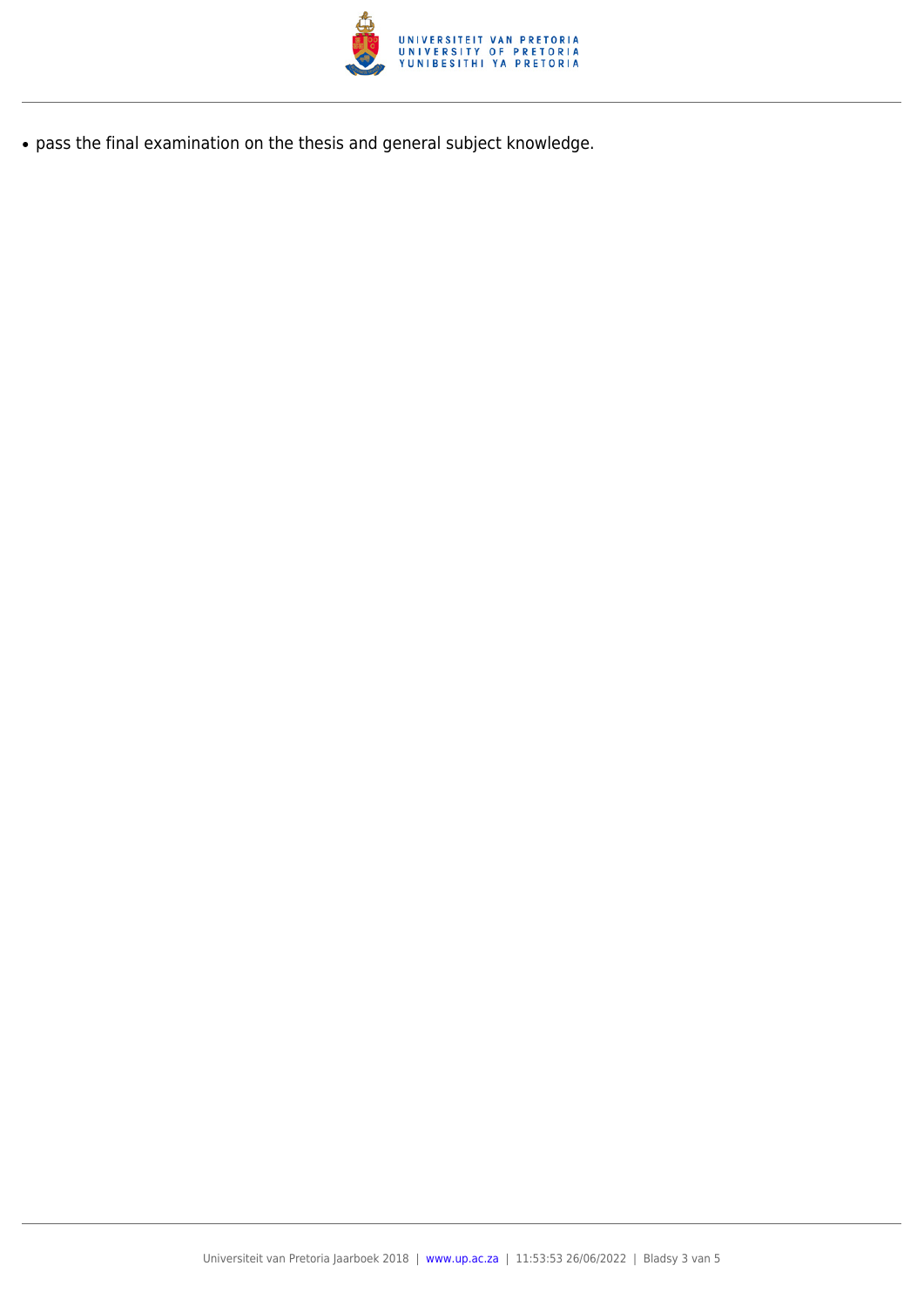- pass the final examination on the thesis and general subject knowledge.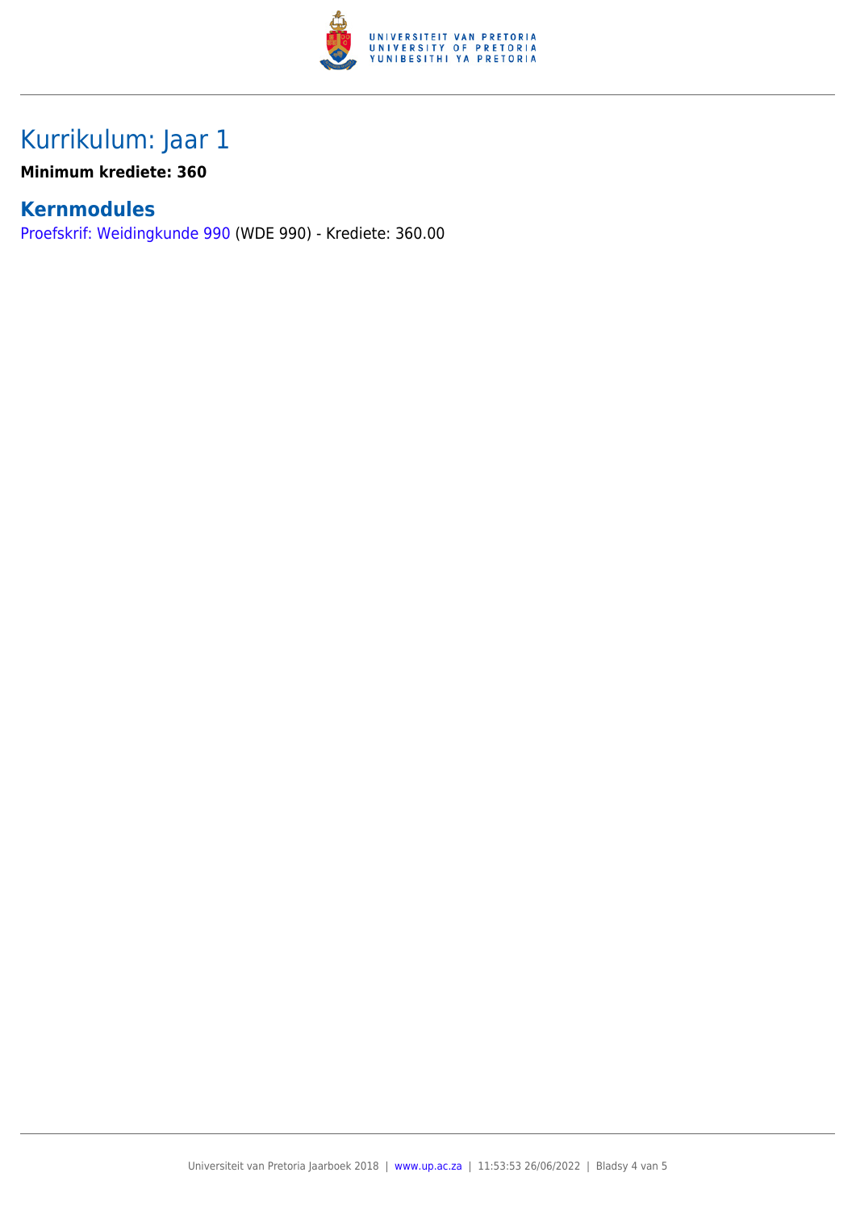# Kurrikulum: Jaar 1

**Minimum krediete: 360**

## Kernmodules

Proefskrif: Weidingkunde 990 (WDE 990) - Krediete: 360.00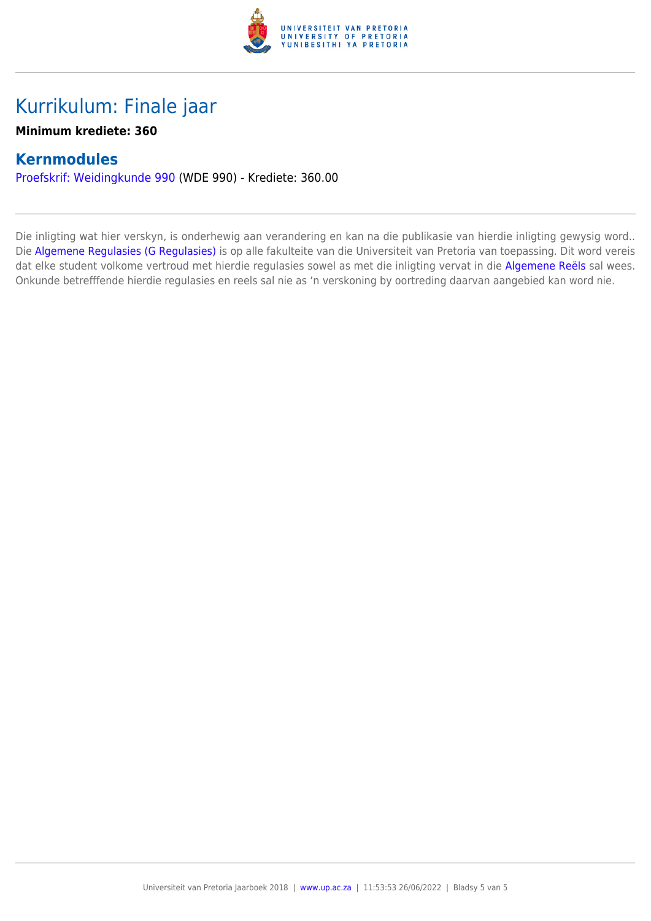# Kurrikulum: Finale jaar

**Minimum krediete: 360**

## Kernmodules

Proefskrif: Weidingkunde 990 (WDE 990) - Krediete: 360.00

---

Die inligting wat hier verskyn, is onderhewig aan verandering en kan na die publikasie van hierdie inligting gewysig word.. Die Algemene Regulasies (G Regulasies) is op alle fakulteite van die Universiteit van Pretoria van toepassing. Dit word vereis dat elke student volkome vertroud met hierdie regulasies sowel as met die inligting vervat in die Algemene Reëls sal wees. Onkunde betrefffende hierdie regulasies en reels sal nie as 'n verskoning by oortreding daarvan aangebied kan word nie.